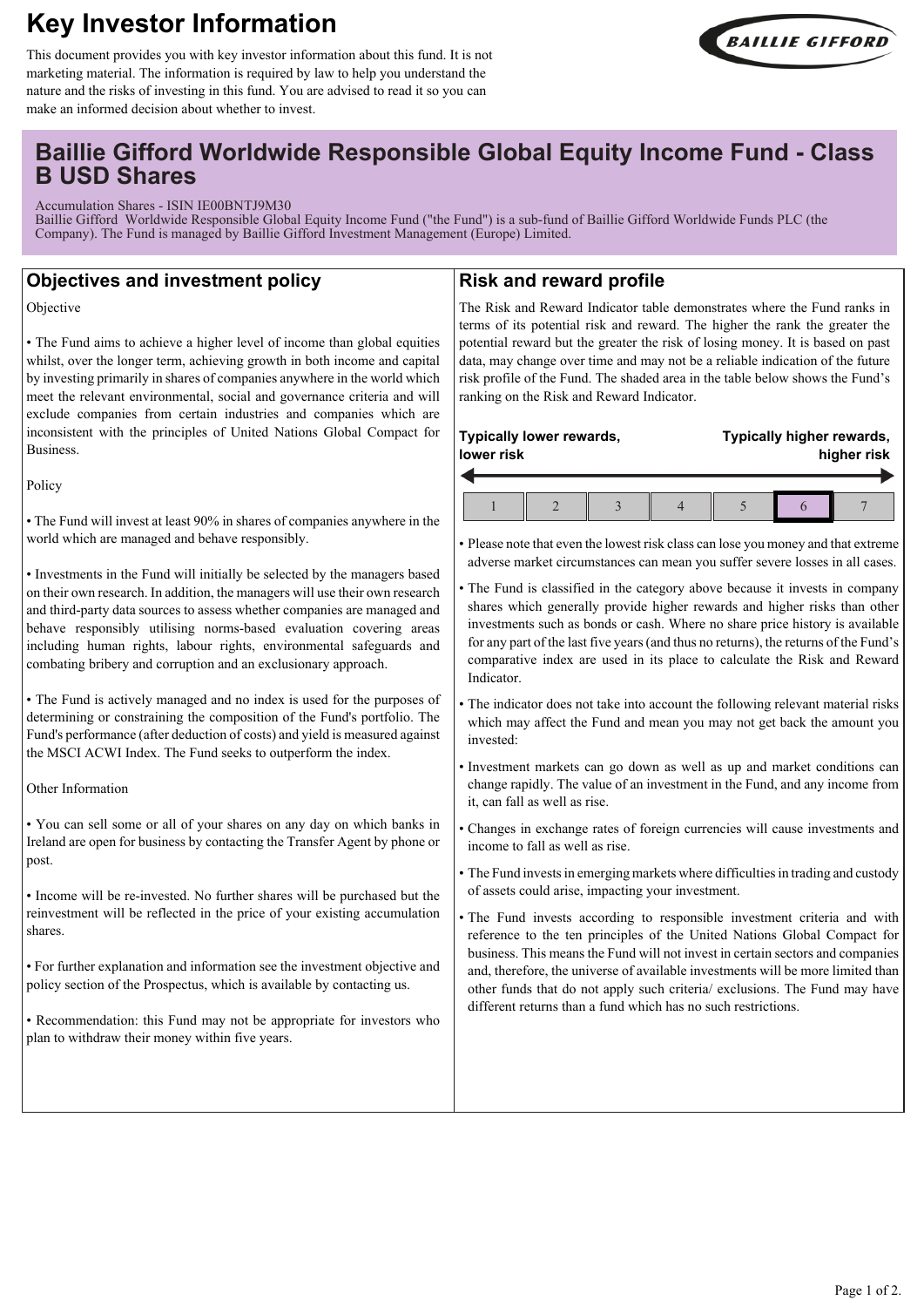# Key Investor Information

This document provides you with key investor information about this fund. It is not marketing material. The information is required by law to help you understand the nature and the risks of investing in this fund. You are advised to read it so you can make an informed decision about whether to invest.

## Baillie Gifford Worldwide Responsible Global Equity Income Fund - Class B USD Shares

Accumulation Shares - ISIN IE00BNTJ9M30
Baillie Gifford Worldwide Responsible Global Equity Income Fund ("the Fund") is a sub-fund of Baillie Gifford Worldwide Funds PLC (the Company). The Fund is managed by Baillie Gifford Investment Management (Europe) Limited.

## Objectives and investment policy

Objective

- The Fund aims to achieve a higher level of income than global equities whilst, over the longer term, achieving growth in both income and capital by investing primarily in shares of companies anywhere in the world which meet the relevant environmental, social and governance criteria and will exclude companies from certain industries and companies which are inconsistent with the principles of United Nations Global Compact for Business.

Policy

- The Fund will invest at least 90% in shares of companies anywhere in the world which are managed and behave responsibly.

- Investments in the Fund will initially be selected by the managers based on their own research. In addition, the managers will use their own research and third-party data sources to assess whether companies are managed and behave responsibly utilising norms-based evaluation covering areas including human rights, labour rights, environmental safeguards and combating bribery and corruption and an exclusionary approach.

- The Fund is actively managed and no index is used for the purposes of determining or constraining the composition of the Fund's portfolio. The Fund's performance (after deduction of costs) and yield is measured against the MSCI ACWI Index. The Fund seeks to outperform the index.

Other Information

- You can sell some or all of your shares on any day on which banks in Ireland are open for business by contacting the Transfer Agent by phone or post.

- Income will be re-invested. No further shares will be purchased but the reinvestment will be reflected in the price of your existing accumulation shares.

- For further explanation and information see the investment objective and policy section of the Prospectus, which is available by contacting us.

- Recommendation: this Fund may not be appropriate for investors who plan to withdraw their money within five years.

## Risk and reward profile

The Risk and Reward Indicator table demonstrates where the Fund ranks in terms of its potential risk and reward. The higher the rank the greater the potential reward but the greater the risk of losing money. It is based on past data, may change over time and may not be a reliable indication of the future risk profile of the Fund. The shaded area in the table below shows the Fund's ranking on the Risk and Reward Indicator.

**Typically lower rewards, lower risk** ← → **Typically higher rewards, higher risk**

| 1 | 2 | 3 | 4 | 5 | **6** | 7 |
|---|---|---|---|---|---|---|

- Please note that even the lowest risk class can lose you money and that extreme adverse market circumstances can mean you suffer severe losses in all cases.

- The Fund is classified in the category above because it invests in company shares which generally provide higher rewards and higher risks than other investments such as bonds or cash. Where no share price history is available for any part of the last five years (and thus no returns), the returns of the Fund's comparative index are used in its place to calculate the Risk and Reward Indicator.

- The indicator does not take into account the following relevant material risks which may affect the Fund and mean you may not get back the amount you invested:

- Investment markets can go down as well as up and market conditions can change rapidly. The value of an investment in the Fund, and any income from it, can fall as well as rise.

- Changes in exchange rates of foreign currencies will cause investments and income to fall as well as rise.

- The Fund invests in emerging markets where difficulties in trading and custody of assets could arise, impacting your investment.

- The Fund invests according to responsible investment criteria and with reference to the ten principles of the United Nations Global Compact for business. This means the Fund will not invest in certain sectors and companies and, therefore, the universe of available investments will be more limited than other funds that do not apply such criteria/ exclusions. The Fund may have different returns than a fund which has no such restrictions.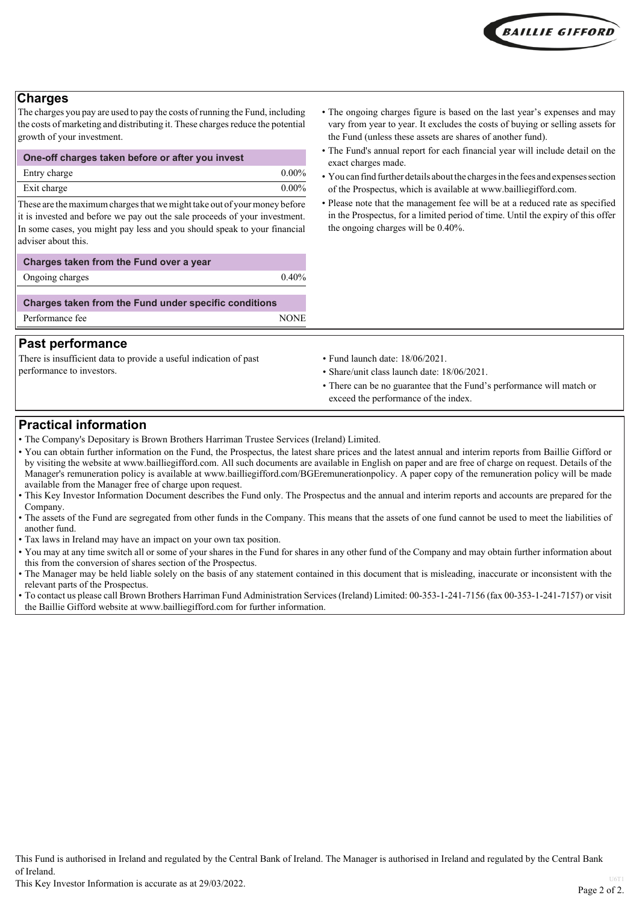## Charges

The charges you pay are used to pay the costs of running the Fund, including the costs of marketing and distributing it. These charges reduce the potential growth of your investment.

| One-off charges taken before or after you invest | |
|---|---|
| Entry charge | 0.00% |
| Exit charge | 0.00% |

These are the maximum charges that we might take out of your money before it is invested and before we pay out the sale proceeds of your investment. In some cases, you might pay less and you should speak to your financial adviser about this.

| Charges taken from the Fund over a year | |
|---|---|
| Ongoing charges | 0.40% |

| Charges taken from the Fund under specific conditions | |
|---|---|
| Performance fee | NONE |

- The ongoing charges figure is based on the last year's expenses and may vary from year to year. It excludes the costs of buying or selling assets for the Fund (unless these assets are shares of another fund).
- The Fund's annual report for each financial year will include detail on the exact charges made.
- You can find further details about the charges in the fees and expenses section of the Prospectus, which is available at www.bailliegifford.com.
- Please note that the management fee will be at a reduced rate as specified in the Prospectus, for a limited period of time. Until the expiry of this offer the ongoing charges will be 0.40%.

## Past performance

There is insufficient data to provide a useful indication of past performance to investors.

- Fund launch date: 18/06/2021.
- Share/unit class launch date: 18/06/2021.
- There can be no guarantee that the Fund's performance will match or exceed the performance of the index.

## Practical information

- The Company's Depositary is Brown Brothers Harriman Trustee Services (Ireland) Limited.
- You can obtain further information on the Fund, the Prospectus, the latest share prices and the latest annual and interim reports from Baillie Gifford or by visiting the website at www.bailliegifford.com. All such documents are available in English on paper and are free of charge on request. Details of the Manager's remuneration policy is available at www.bailliegifford.com/BGEremunerationpolicy. A paper copy of the remuneration policy will be made available from the Manager free of charge upon request.
- This Key Investor Information Document describes the Fund only. The Prospectus and the annual and interim reports and accounts are prepared for the Company.
- The assets of the Fund are segregated from other funds in the Company. This means that the assets of one fund cannot be used to meet the liabilities of another fund.
- Tax laws in Ireland may have an impact on your own tax position.
- You may at any time switch all or some of your shares in the Fund for shares in any other fund of the Company and may obtain further information about this from the conversion of shares section of the Prospectus.
- The Manager may be held liable solely on the basis of any statement contained in this document that is misleading, inaccurate or inconsistent with the relevant parts of the Prospectus.
- To contact us please call Brown Brothers Harriman Fund Administration Services (Ireland) Limited: 00-353-1-241-7156 (fax 00-353-1-241-7157) or visit the Baillie Gifford website at www.bailliegifford.com for further information.

This Fund is authorised in Ireland and regulated by the Central Bank of Ireland. The Manager is authorised in Ireland and regulated by the Central Bank of Ireland.

This Key Investor Information is accurate as at 29/03/2022.